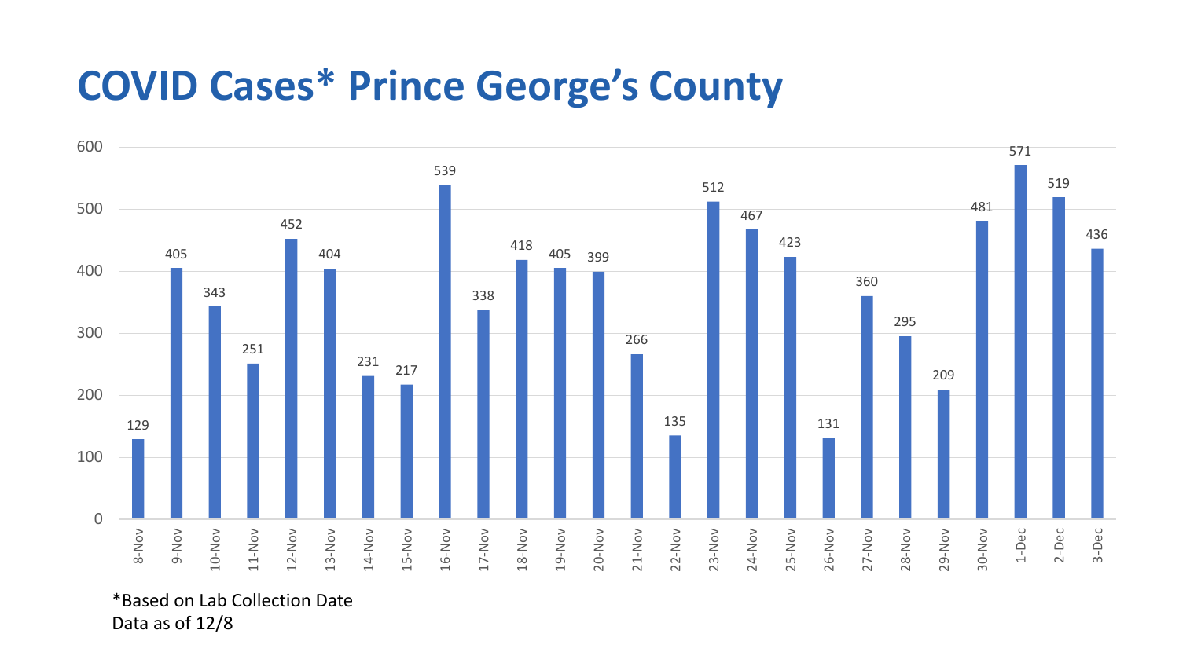# COVID Cases* Prince George's County

| Date | Cases |
|---|---|
| 8-Nov | 129 |
| 9-Nov | 405 |
| 10-Nov | 343 |
| 11-Nov | 251 |
| 12-Nov | 452 |
| 13-Nov | 404 |
| 14-Nov | 231 |
| 15-Nov | 217 |
| 16-Nov | 539 |
| 17-Nov | 338 |
| 18-Nov | 418 |
| 19-Nov | 405 |
| 20-Nov | 399 |
| 21-Nov | 266 |
| 22-Nov | 135 |
| 23-Nov | 512 |
| 24-Nov | 467 |
| 25-Nov | 423 |
| 26-Nov | 131 |
| 27-Nov | 360 |
| 28-Nov | 295 |
| 29-Nov | 209 |
| 30-Nov | 481 |
| 1-Dec | 571 |
| 2-Dec | 519 |
| 3-Dec | 436 |

*Based on Lab Collection Date
Data as of 12/8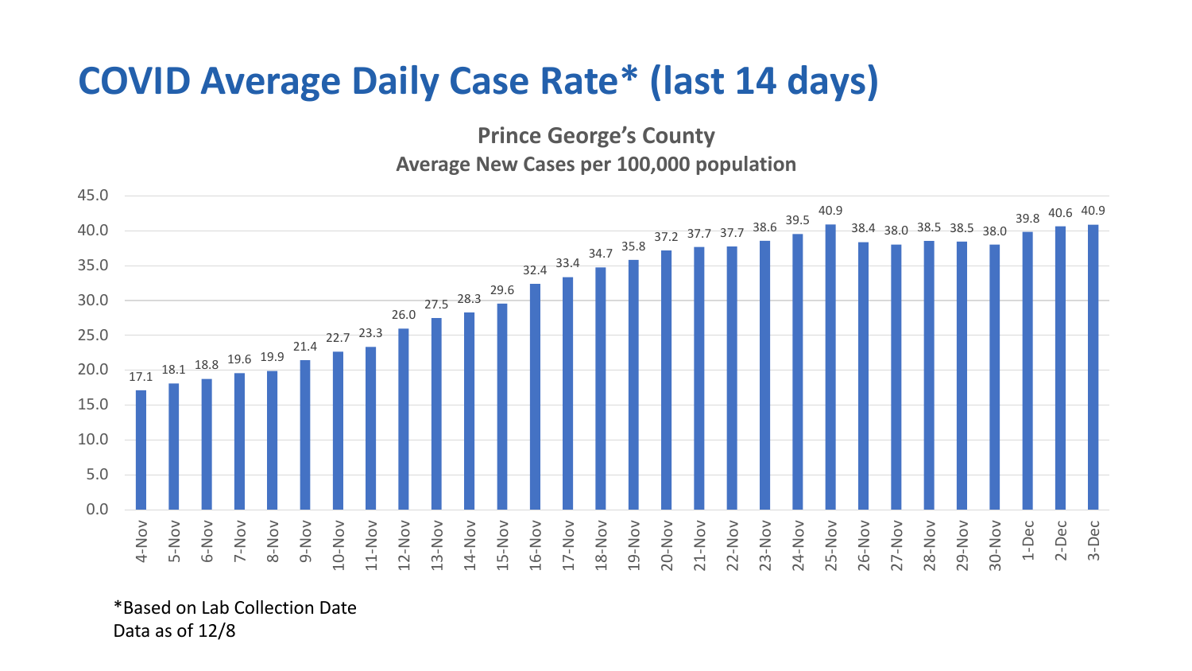# COVID Average Daily Case Rate* (last 14 days)

**Prince George's County**

**Average New Cases per 100,000 population**

| Date | Average New Cases per 100,000 population |
|---|---|
| 4-Nov | 17.1 |
| 5-Nov | 18.1 |
| 6-Nov | 18.8 |
| 7-Nov | 19.6 |
| 8-Nov | 19.9 |
| 9-Nov | 21.4 |
| 10-Nov | 22.7 |
| 11-Nov | 23.3 |
| 12-Nov | 26.0 |
| 13-Nov | 27.5 |
| 14-Nov | 28.3 |
| 15-Nov | 29.6 |
| 16-Nov | 32.4 |
| 17-Nov | 33.4 |
| 18-Nov | 34.7 |
| 19-Nov | 35.8 |
| 20-Nov | 37.2 |
| 21-Nov | 37.7 |
| 22-Nov | 37.7 |
| 23-Nov | 38.6 |
| 24-Nov | 39.5 |
| 25-Nov | 40.9 |
| 26-Nov | 38.4 |
| 27-Nov | 38.0 |
| 28-Nov | 38.5 |
| 29-Nov | 38.5 |
| 30-Nov | 38.0 |
| 1-Dec | 39.8 |
| 2-Dec | 40.6 |
| 3-Dec | 40.9 |

*Based on Lab Collection Date

Data as of 12/8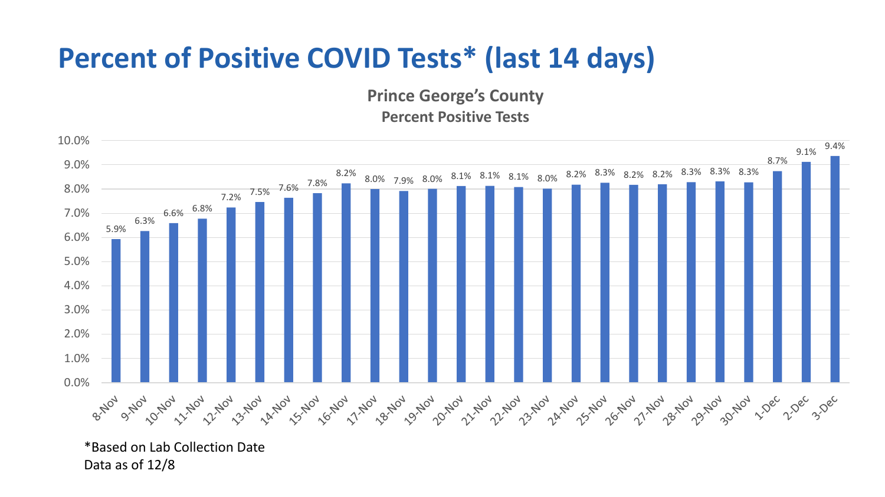# Percent of Positive COVID Tests* (last 14 days)

Prince George's County
Percent Positive Tests

10.0%
9.0%
8.0%
7.0%
6.0%
5.0%
4.0%
3.0%
2.0%
1.0%
0.0%

5.9% 6.3% 6.6% 6.8% 7.2% 7.5% 7.6% 7.8% 8.2% 8.0% 7.9% 8.0% 8.1% 8.1% 8.1% 8.0% 8.2% 8.3% 8.2% 8.2% 8.3% 8.3% 8.3% 8.7% 9.1% 9.4%

8-Nov 9-Nov 10-Nov 11-Nov 12-Nov 13-Nov 14-Nov 15-Nov 16-Nov 17-Nov 18-Nov 19-Nov 20-Nov 21-Nov 22-Nov 23-Nov 24-Nov 25-Nov 26-Nov 27-Nov 28-Nov 29-Nov 30-Nov 1-Dec 2-Dec 3-Dec

*Based on Lab Collection Date
Data as of 12/8